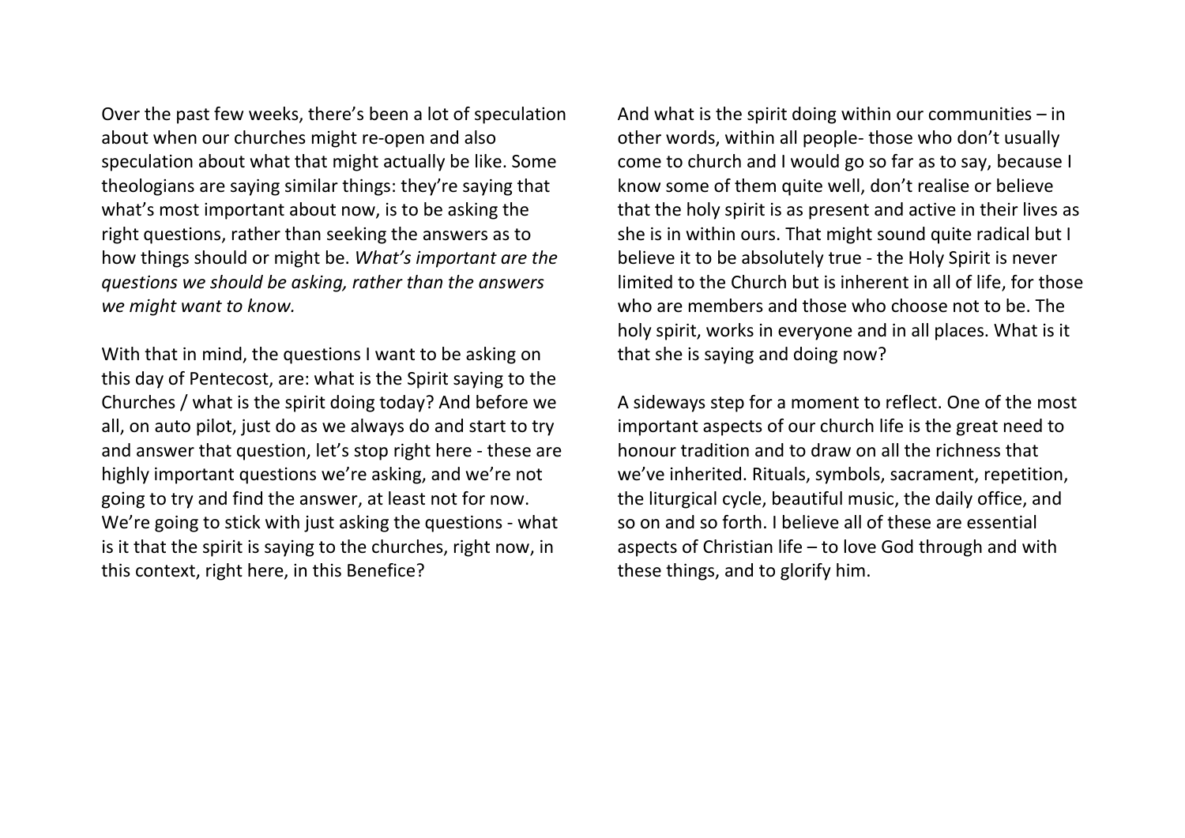Over the past few weeks, there's been a lot of speculation about when our churches might re-open and also speculation about what that might actually be like. Some theologians are saying similar things: they're saying that what's most important about now, is to be asking the right questions, rather than seeking the answers as to how things should or might be. *What's important are the questions we should be asking, rather than the answers we might want to know.*

With that in mind, the questions I want to be asking on this day of Pentecost, are: what is the Spirit saying to the Churches / what is the spirit doing today? And before we all, on auto pilot, just do as we always do and start to try and answer that question, let's stop right here - these are highly important questions we're asking, and we're not going to try and find the answer, at least not for now. We're going to stick with just asking the questions - what is it that the spirit is saying to the churches, right now, in this context, right here, in this Benefice?

And what is the spirit doing within our communities – in other words, within all people- those who don't usually come to church and I would go so far as to say, because I know some of them quite well, don't realise or believe that the holy spirit is as present and active in their lives as she is in within ours. That might sound quite radical but I believe it to be absolutely true - the Holy Spirit is never limited to the Church but is inherent in all of life, for those who are members and those who choose not to be. The holy spirit, works in everyone and in all places. What is it that she is saying and doing now?

A sideways step for a moment to reflect. One of the most important aspects of our church life is the great need to honour tradition and to draw on all the richness that we've inherited. Rituals, symbols, sacrament, repetition, the liturgical cycle, beautiful music, the daily office, and so on and so forth. I believe all of these are essential aspects of Christian life – to love God through and with these things, and to glorify him.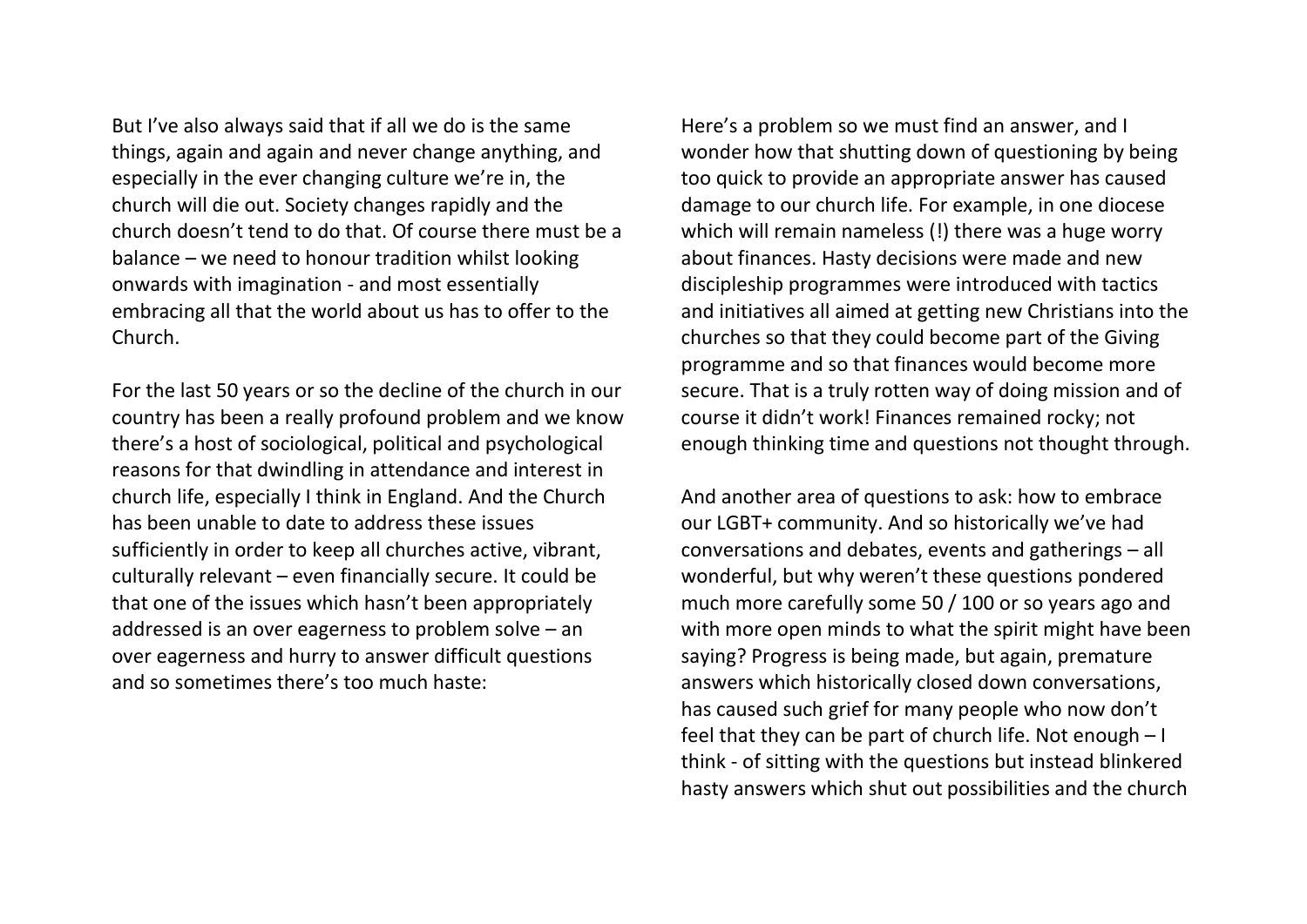But I've also always said that if all we do is the same things, again and again and never change anything, and especially in the ever changing culture we're in, the church will die out. Society changes rapidly and the church doesn't tend to do that. Of course there must be a balance – we need to honour tradition whilst looking onwards with imagination - and most essentially embracing all that the world about us has to offer to the Church.

For the last 50 years or so the decline of the church in our country has been a really profound problem and we know there's a host of sociological, political and psychological reasons for that dwindling in attendance and interest in church life, especially I think in England. And the Church has been unable to date to address these issues sufficiently in order to keep all churches active, vibrant, culturally relevant – even financially secure. It could be that one of the issues which hasn't been appropriately addressed is an over eagerness to problem solve – an over eagerness and hurry to answer difficult questions and so sometimes there's too much haste:

Here's a problem so we must find an answer, and I wonder how that shutting down of questioning by being too quick to provide an appropriate answer has caused damage to our church life. For example, in one diocese which will remain nameless (!) there was a huge worry about finances. Hasty decisions were made and new discipleship programmes were introduced with tactics and initiatives all aimed at getting new Christians into the churches so that they could become part of the Giving programme and so that finances would become more secure. That is a truly rotten way of doing mission and of course it didn't work! Finances remained rocky; not enough thinking time and questions not thought through.

And another area of questions to ask: how to embrace our LGBT+ community. And so historically we've had conversations and debates, events and gatherings – all wonderful, but why weren't these questions pondered much more carefully some 50 / 100 or so years ago and with more open minds to what the spirit might have been saying? Progress is being made, but again, premature answers which historically closed down conversations, has caused such grief for many people who now don't feel that they can be part of church life. Not enough – I think - of sitting with the questions but instead blinkered hasty answers which shut out possibilities and the church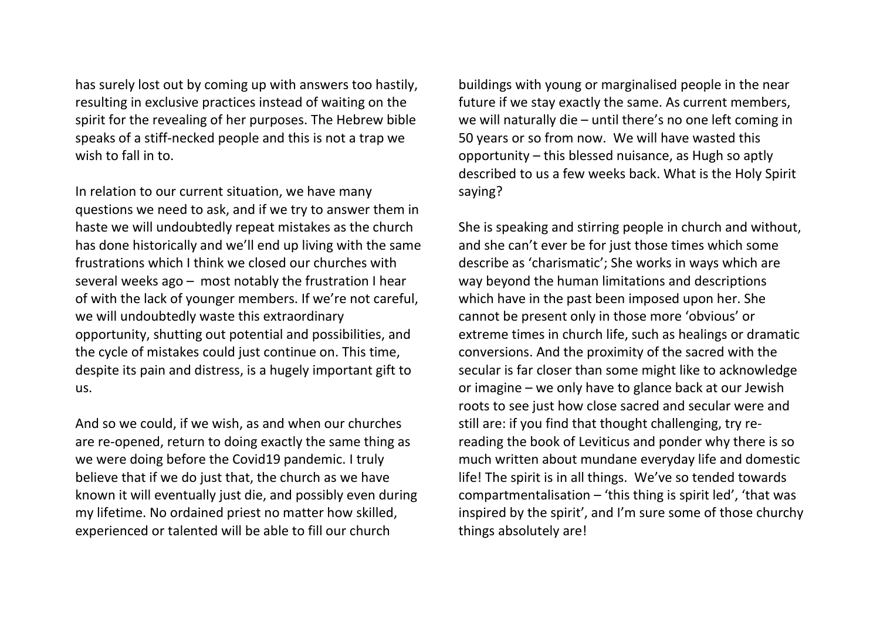has surely lost out by coming up with answers too hastily, resulting in exclusive practices instead of waiting on the spirit for the revealing of her purposes. The Hebrew bible speaks of a stiff-necked people and this is not a trap we wish to fall in to.

In relation to our current situation, we have many questions we need to ask, and if we try to answer them in haste we will undoubtedly repeat mistakes as the church has done historically and we'll end up living with the same frustrations which I think we closed our churches with several weeks ago – most notably the frustration I hear of with the lack of younger members. If we're not careful, we will undoubtedly waste this extraordinary opportunity, shutting out potential and possibilities, and the cycle of mistakes could just continue on. This time, despite its pain and distress, is a hugely important gift to us.

And so we could, if we wish, as and when our churches are re-opened, return to doing exactly the same thing as we were doing before the Covid19 pandemic. I truly believe that if we do just that, the church as we have known it will eventually just die, and possibly even during my lifetime. No ordained priest no matter how skilled, experienced or talented will be able to fill our church buildings with young or marginalised people in the near future if we stay exactly the same. As current members, we will naturally die – until there's no one left coming in 50 years or so from now. We will have wasted this opportunity – this blessed nuisance, as Hugh so aptly described to us a few weeks back. What is the Holy Spirit saying?

She is speaking and stirring people in church and without, and she can't ever be for just those times which some describe as 'charismatic'; She works in ways which are way beyond the human limitations and descriptions which have in the past been imposed upon her. She cannot be present only in those more 'obvious' or extreme times in church life, such as healings or dramatic conversions. And the proximity of the sacred with the secular is far closer than some might like to acknowledge or imagine – we only have to glance back at our Jewish roots to see just how close sacred and secular were and still are: if you find that thought challenging, try re-reading the book of Leviticus and ponder why there is so much written about mundane everyday life and domestic life! The spirit is in all things. We've so tended towards compartmentalisation – 'this thing is spirit led', 'that was inspired by the spirit', and I'm sure some of those churchy things absolutely are!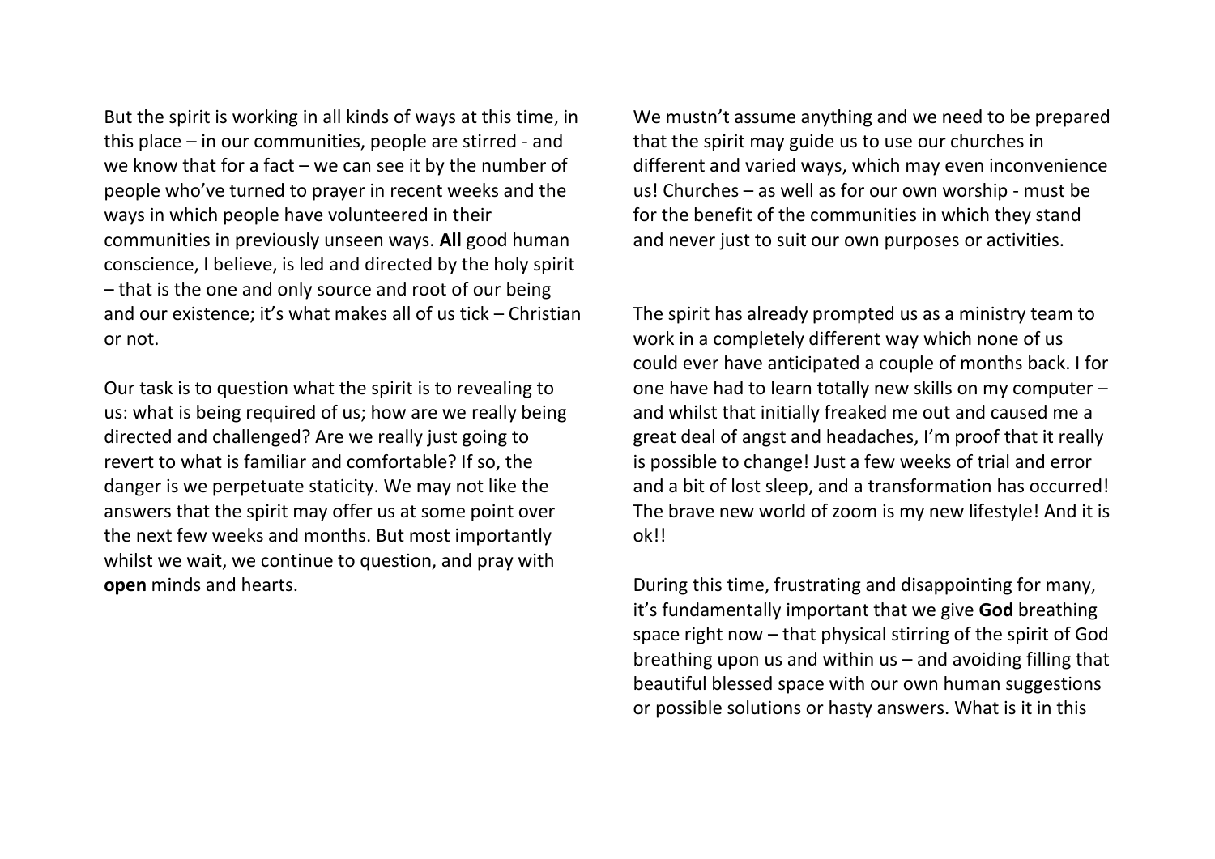But the spirit is working in all kinds of ways at this time, in this place – in our communities, people are stirred - and we know that for a fact – we can see it by the number of people who've turned to prayer in recent weeks and the ways in which people have volunteered in their communities in previously unseen ways. **All** good human conscience, I believe, is led and directed by the holy spirit – that is the one and only source and root of our being and our existence; it's what makes all of us tick – Christian or not.

Our task is to question what the spirit is to revealing to us: what is being required of us; how are we really being directed and challenged? Are we really just going to revert to what is familiar and comfortable? If so, the danger is we perpetuate staticity. We may not like the answers that the spirit may offer us at some point over the next few weeks and months. But most importantly whilst we wait, we continue to question, and pray with **open** minds and hearts.

We mustn't assume anything and we need to be prepared that the spirit may guide us to use our churches in different and varied ways, which may even inconvenience us! Churches – as well as for our own worship - must be for the benefit of the communities in which they stand and never just to suit our own purposes or activities.

The spirit has already prompted us as a ministry team to work in a completely different way which none of us could ever have anticipated a couple of months back. I for one have had to learn totally new skills on my computer – and whilst that initially freaked me out and caused me a great deal of angst and headaches, I'm proof that it really is possible to change! Just a few weeks of trial and error and a bit of lost sleep, and a transformation has occurred! The brave new world of zoom is my new lifestyle! And it is ok!!

During this time, frustrating and disappointing for many, it's fundamentally important that we give **God** breathing space right now – that physical stirring of the spirit of God breathing upon us and within us – and avoiding filling that beautiful blessed space with our own human suggestions or possible solutions or hasty answers. What is it in this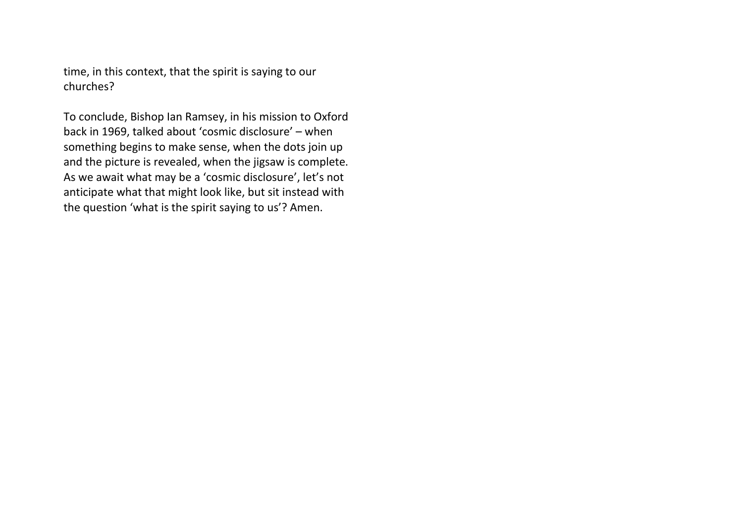time, in this context, that the spirit is saying to our churches?

To conclude, Bishop Ian Ramsey, in his mission to Oxford back in 1969, talked about 'cosmic disclosure' – when something begins to make sense, when the dots join up and the picture is revealed, when the jigsaw is complete. As we await what may be a 'cosmic disclosure', let's not anticipate what that might look like, but sit instead with the question 'what is the spirit saying to us'? Amen.